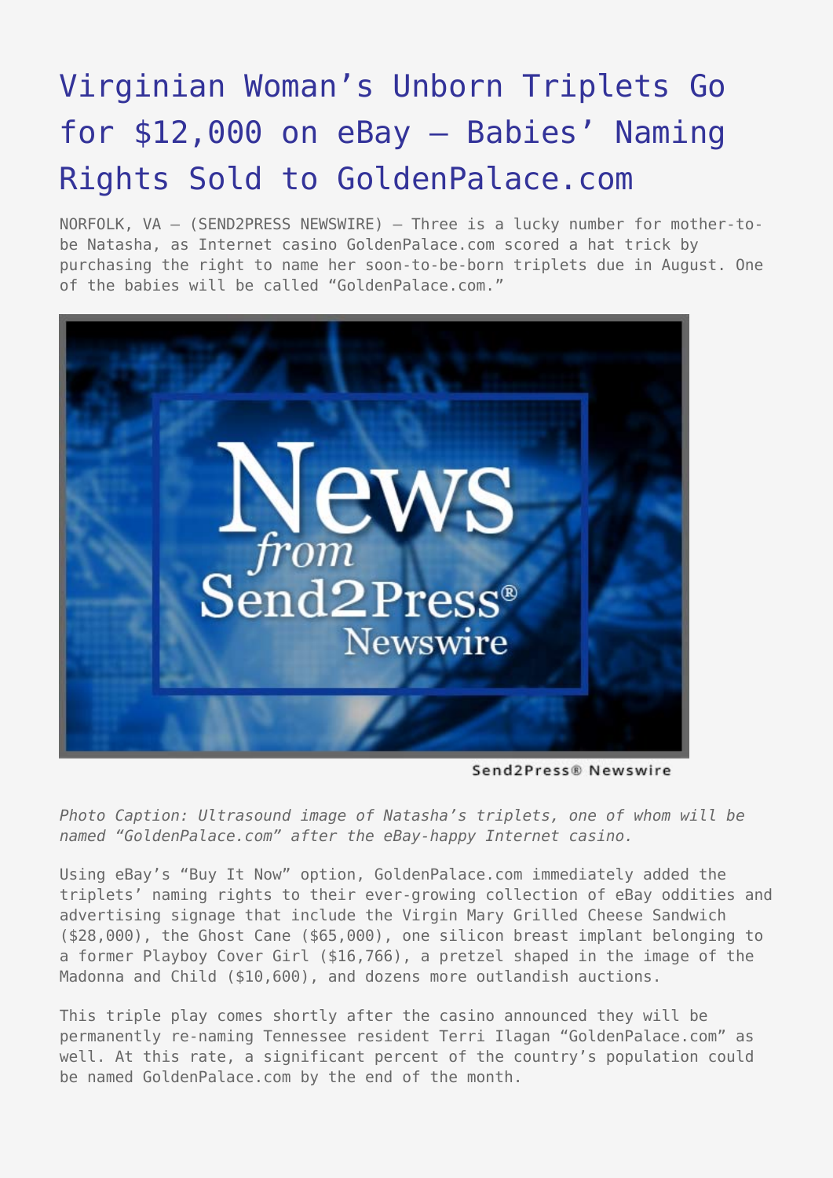# Virginian Woman's Unborn Triplets Go for $12,000 on eBay – Babies' Naming Rights Sold to GoldenPalace.com

NORFOLK, VA – (SEND2PRESS NEWSWIRE) — Three is a lucky number for mother-to-be Natasha, as Internet casino GoldenPalace.com scored a hat trick by purchasing the right to name her soon-to-be-born triplets due in August. One of the babies will be called "GoldenPalace.com."

Send2Press® Newswire

*Photo Caption: Ultrasound image of Natasha's triplets, one of whom will be named "GoldenPalace.com" after the eBay-happy Internet casino.*

Using eBay's "Buy It Now" option, GoldenPalace.com immediately added the triplets' naming rights to their ever-growing collection of eBay oddities and advertising signage that include the Virgin Mary Grilled Cheese Sandwich ($28,000), the Ghost Cane ($65,000), one silicon breast implant belonging to a former Playboy Cover Girl ($16,766), a pretzel shaped in the image of the Madonna and Child ($10,600), and dozens more outlandish auctions.

This triple play comes shortly after the casino announced they will be permanently re-naming Tennessee resident Terri Ilagan "GoldenPalace.com" as well. At this rate, a significant percent of the country's population could be named GoldenPalace.com by the end of the month.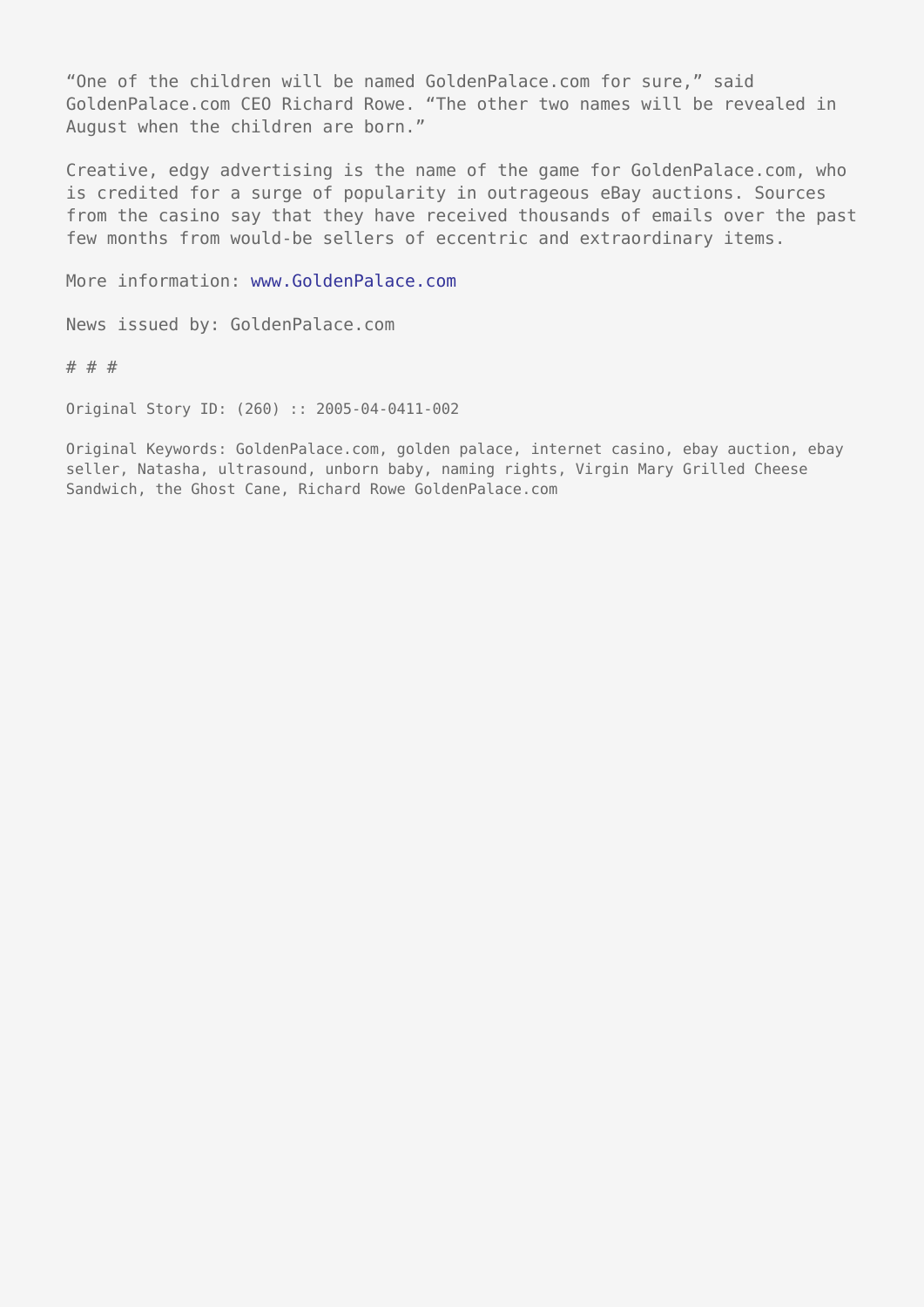"One of the children will be named GoldenPalace.com for sure," said GoldenPalace.com CEO Richard Rowe. "The other two names will be revealed in August when the children are born."

Creative, edgy advertising is the name of the game for GoldenPalace.com, who is credited for a surge of popularity in outrageous eBay auctions. Sources from the casino say that they have received thousands of emails over the past few months from would-be sellers of eccentric and extraordinary items.

More information: www.GoldenPalace.com

News issued by: GoldenPalace.com

# # #

Original Story ID: (260) :: 2005-04-0411-002

Original Keywords: GoldenPalace.com, golden palace, internet casino, ebay auction, ebay seller, Natasha, ultrasound, unborn baby, naming rights, Virgin Mary Grilled Cheese Sandwich, the Ghost Cane, Richard Rowe GoldenPalace.com